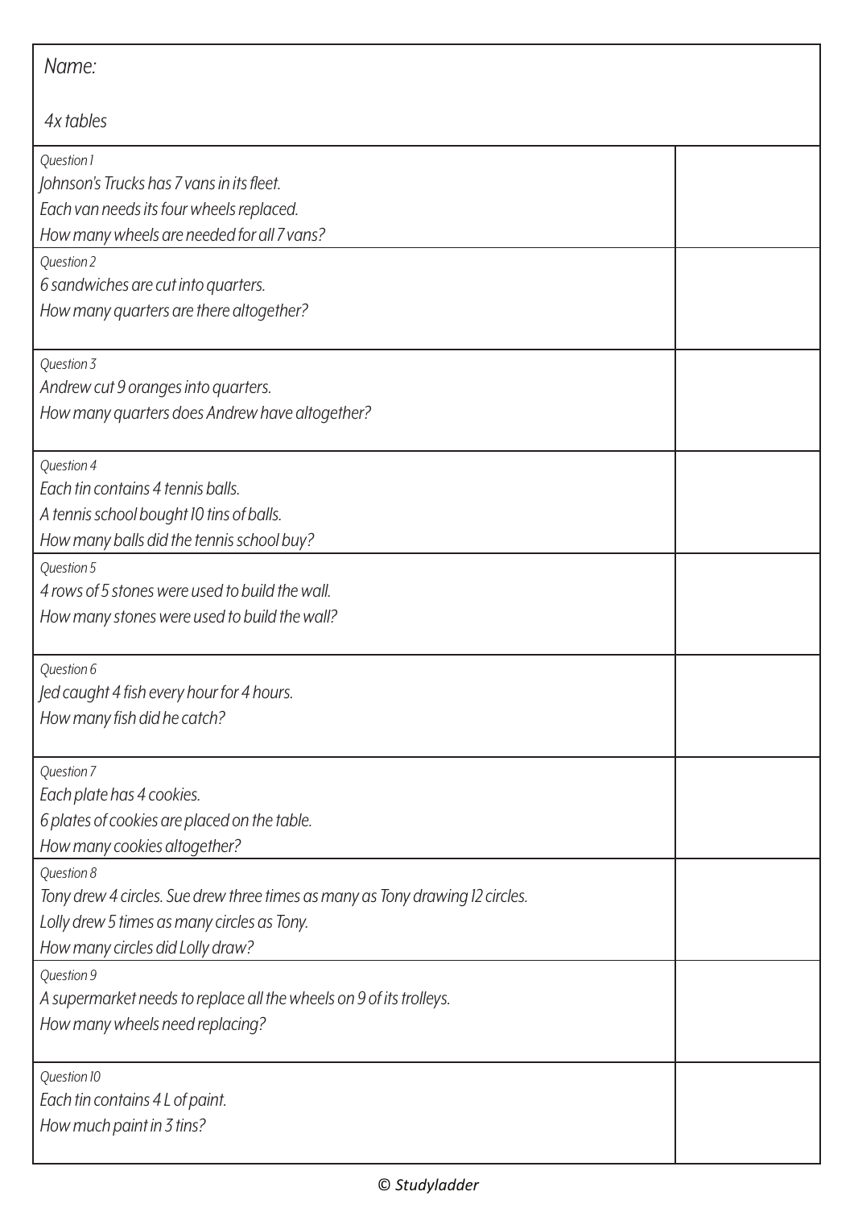*Name:*

*4x tables*

| | |
|---|---|
| *Question 1*<br>*Johnson's Trucks has 7 vans in its fleet.*<br>*Each van needs its four wheels replaced.*<br>*How many wheels are needed for all 7 vans?* | |
| *Question 2*<br>*6 sandwiches are cut into quarters.*<br>*How many quarters are there altogether?* | |
| *Question 3*<br>*Andrew cut 9 oranges into quarters.*<br>*How many quarters does Andrew have altogether?* | |
| *Question 4*<br>*Each tin contains 4 tennis balls.*<br>*A tennis school bought 10 tins of balls.*<br>*How many balls did the tennis school buy?* | |
| *Question 5*<br>*4 rows of 5 stones were used to build the wall.*<br>*How many stones were used to build the wall?* | |
| *Question 6*<br>*Jed caught 4 fish every hour for 4 hours.*<br>*How many fish did he catch?* | |
| *Question 7*<br>*Each plate has 4 cookies.*<br>*6 plates of cookies are placed on the table.*<br>*How many cookies altogether?* | |
| *Question 8*<br>*Tony drew 4 circles. Sue drew three times as many as Tony drawing 12 circles.*<br>*Lolly drew 5 times as many circles as Tony.*<br>*How many circles did Lolly draw?* | |
| *Question 9*<br>*A supermarket needs to replace all the wheels on 9 of its trolleys.*<br>*How many wheels need replacing?* | |
| *Question 10*<br>*Each tin contains 4 L of paint.*<br>*How much paint in 3 tins?* | |

© Studyladder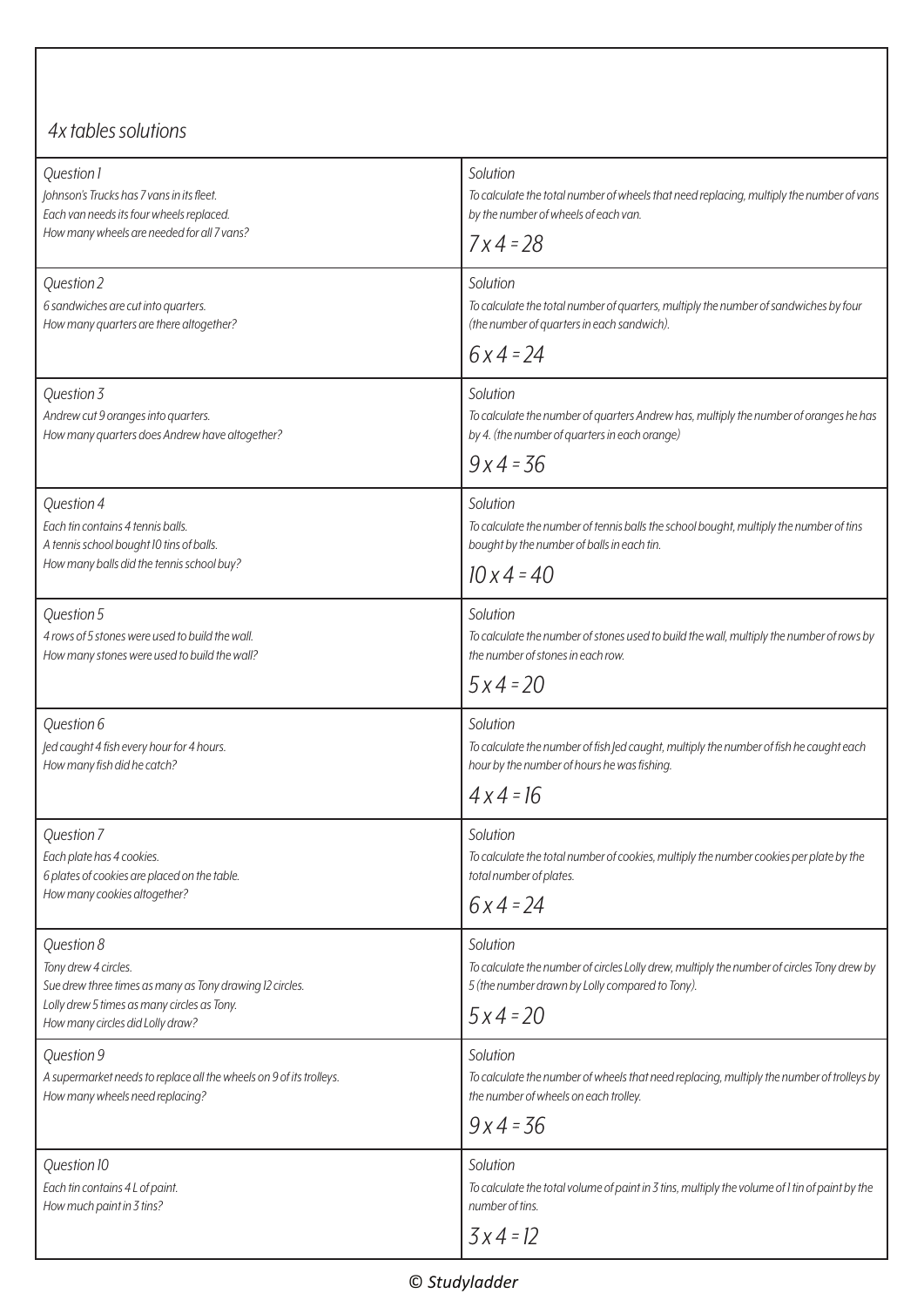*4x tables solutions*

| | |
|---|---|
| *Question 1*<br>*Johnson's Trucks has 7 vans in its fleet.*<br>*Each van needs its four wheels replaced.*<br>*How many wheels are needed for all 7 vans?* | *Solution*<br>*To calculate the total number of wheels that need replacing, multiply the number of vans by the number of wheels of each van.*<br>$7 \times 4 = 28$ |
| *Question 2*<br>*6 sandwiches are cut into quarters.*<br>*How many quarters are there altogether?* | *Solution*<br>*To calculate the total number of quarters, multiply the number of sandwiches by four (the number of quarters in each sandwich).*<br>$6 \times 4 = 24$ |
| *Question 3*<br>*Andrew cut 9 oranges into quarters.*<br>*How many quarters does Andrew have altogether?* | *Solution*<br>*To calculate the number of quarters Andrew has, multiply the number of oranges he has by 4. (the number of quarters in each orange)*<br>$9 \times 4 = 36$ |
| *Question 4*<br>*Each tin contains 4 tennis balls.*<br>*A tennis school bought 10 tins of balls.*<br>*How many balls did the tennis school buy?* | *Solution*<br>*To calculate the number of tennis balls the school bought, multiply the number of tins bought by the number of balls in each tin.*<br>$10 \times 4 = 40$ |
| *Question 5*<br>*4 rows of 5 stones were used to build the wall.*<br>*How many stones were used to build the wall?* | *Solution*<br>*To calculate the number of stones used to build the wall, multiply the number of rows by the number of stones in each row.*<br>$5 \times 4 = 20$ |
| *Question 6*<br>*Jed caught 4 fish every hour for 4 hours.*<br>*How many fish did he catch?* | *Solution*<br>*To calculate the number of fish Jed caught, multiply the number of fish he caught each hour by the number of hours he was fishing.*<br>$4 \times 4 = 16$ |
| *Question 7*<br>*Each plate has 4 cookies.*<br>*6 plates of cookies are placed on the table.*<br>*How many cookies altogether?* | *Solution*<br>*To calculate the total number of cookies, multiply the number cookies per plate by the total number of plates.*<br>$6 \times 4 = 24$ |
| *Question 8*<br>*Tony drew 4 circles.*<br>*Sue drew three times as many as Tony drawing 12 circles.*<br>*Lolly drew 5 times as many circles as Tony.*<br>*How many circles did Lolly draw?* | *Solution*<br>*To calculate the number of circles Lolly drew, multiply the number of circles Tony drew by 5 (the number drawn by Lolly compared to Tony).*<br>$5 \times 4 = 20$ |
| *Question 9*<br>*A supermarket needs to replace all the wheels on 9 of its trolleys.*<br>*How many wheels need replacing?* | *Solution*<br>*To calculate the number of wheels that need replacing, multiply the number of trolleys by the number of wheels on each trolley.*<br>$9 \times 4 = 36$ |
| *Question 10*<br>*Each tin contains 4 L of paint.*<br>*How much paint in 3 tins?* | *Solution*<br>*To calculate the total volume of paint in 3 tins, multiply the volume of 1 tin of paint by the number of tins.*<br>$3 \times 4 = 12$ |

*© Studyladder*